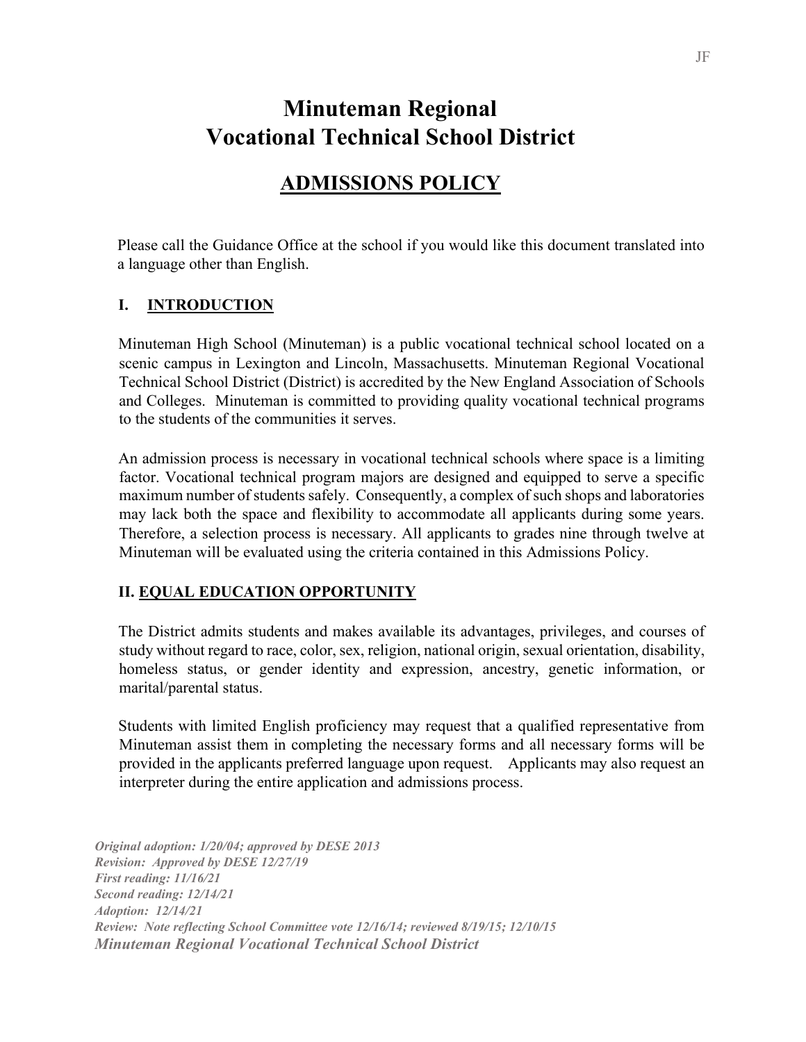# Minuteman Regional Vocational Technical School District

## ADMISSIONS POLICY

Please call the Guidance Office at the school if you would like this document translated into a language other than English.

### I. INTRODUCTION

Minuteman High School (Minuteman) is a public vocational technical school located on a scenic campus in Lexington and Lincoln, Massachusetts. Minuteman Regional Vocational Technical School District (District) is accredited by the New England Association of Schools and Colleges. Minuteman is committed to providing quality vocational technical programs to the students of the communities it serves.

An admission process is necessary in vocational technical schools where space is a limiting factor. Vocational technical program majors are designed and equipped to serve a specific maximum number of students safely. Consequently, a complex of such shops and laboratories may lack both the space and flexibility to accommodate all applicants during some years. Therefore, a selection process is necessary. All applicants to grades nine through twelve at Minuteman will be evaluated using the criteria contained in this Admissions Policy.

### II. EQUAL EDUCATION OPPORTUNITY

The District admits students and makes available its advantages, privileges, and courses of study without regard to race, color, sex, religion, national origin, sexual orientation, disability, homeless status, or gender identity and expression, ancestry, genetic information, or marital/parental status.

Students with limited English proficiency may request that a qualified representative from Minuteman assist them in completing the necessary forms and all necessary forms will be provided in the applicants preferred language upon request. Applicants may also request an interpreter during the entire application and admissions process.

*Original adoption: 1/20/04; approved by DESE 2013*
*Revision: Approved by DESE 12/27/19*
*First reading: 11/16/21*
*Second reading: 12/14/21*
*Adoption: 12/14/21*
*Review: Note reflecting School Committee vote 12/16/14; reviewed 8/19/15; 12/10/15*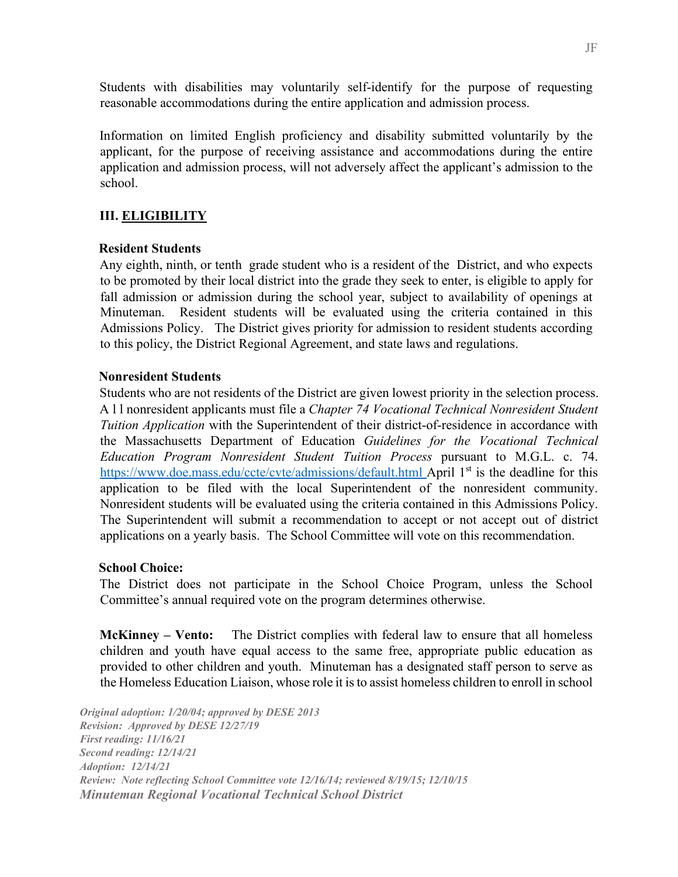Students with disabilities may voluntarily self-identify for the purpose of requesting reasonable accommodations during the entire application and admission process.

Information on limited English proficiency and disability submitted voluntarily by the applicant, for the purpose of receiving assistance and accommodations during the entire application and admission process, will not adversely affect the applicant's admission to the school.

## III. ELIGIBILITY

**Resident Students**

Any eighth, ninth, or tenth grade student who is a resident of the District, and who expects to be promoted by their local district into the grade they seek to enter, is eligible to apply for fall admission or admission during the school year, subject to availability of openings at Minuteman. Resident students will be evaluated using the criteria contained in this Admissions Policy. The District gives priority for admission to resident students according to this policy, the District Regional Agreement, and state laws and regulations.

**Nonresident Students**

Students who are not residents of the District are given lowest priority in the selection process. All nonresident applicants must file a *Chapter 74 Vocational Technical Nonresident Student Tuition Application* with the Superintendent of their district-of-residence in accordance with the Massachusetts Department of Education *Guidelines for the Vocational Technical Education Program Nonresident Student Tuition Process* pursuant to M.G.L. c. 74. https://www.doe.mass.edu/ccte/cvte/admissions/default.html April 1st is the deadline for this application to be filed with the local Superintendent of the nonresident community. Nonresident students will be evaluated using the criteria contained in this Admissions Policy. The Superintendent will submit a recommendation to accept or not accept out of district applications on a yearly basis. The School Committee will vote on this recommendation.

**School Choice:**

The District does not participate in the School Choice Program, unless the School Committee's annual required vote on the program determines otherwise.

**McKinney – Vento:** The District complies with federal law to ensure that all homeless children and youth have equal access to the same free, appropriate public education as provided to other children and youth. Minuteman has a designated staff person to serve as the Homeless Education Liaison, whose role it is to assist homeless children to enroll in school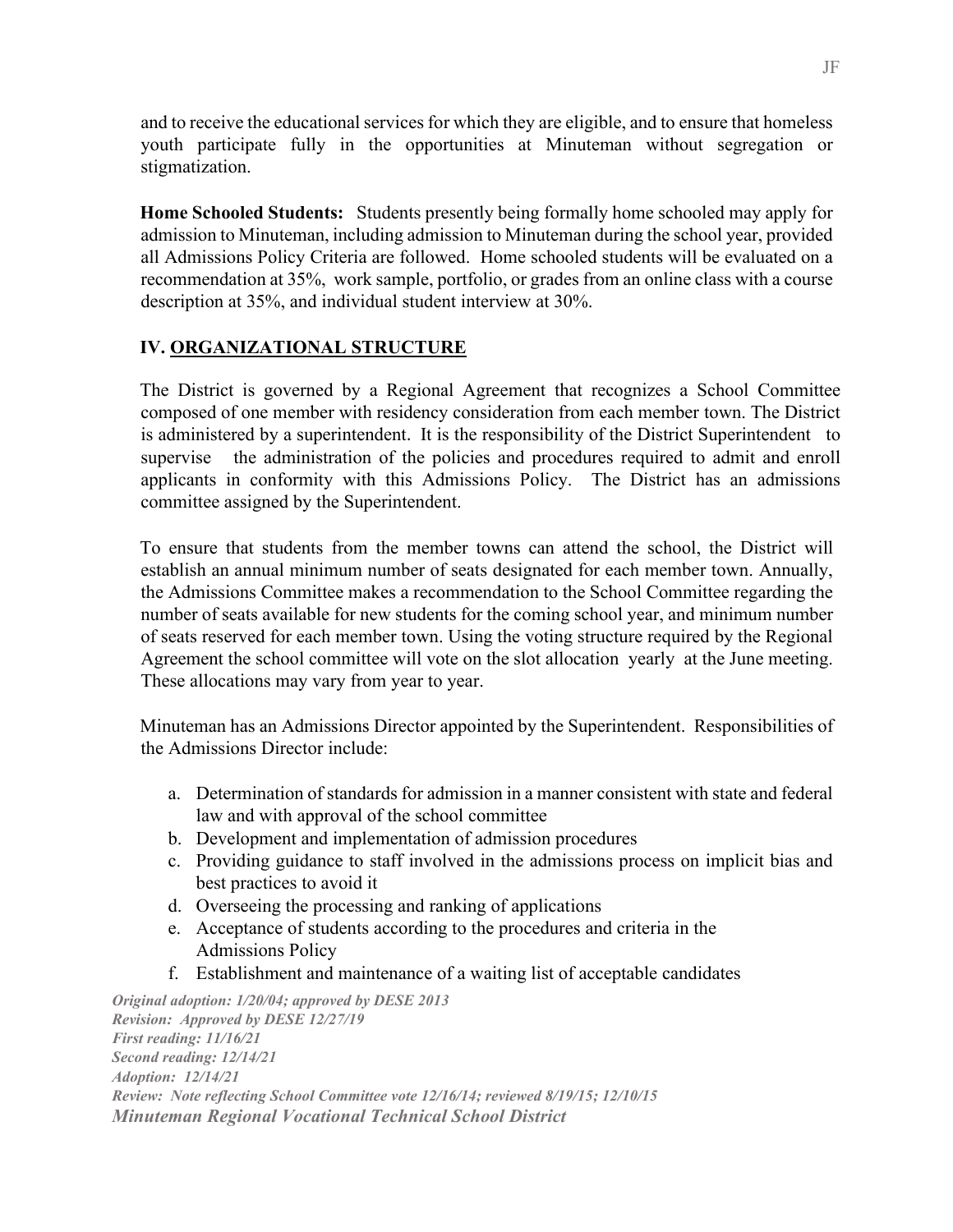and to receive the educational services for which they are eligible, and to ensure that homeless youth participate fully in the opportunities at Minuteman without segregation or stigmatization.

**Home Schooled Students:** Students presently being formally home schooled may apply for admission to Minuteman, including admission to Minuteman during the school year, provided all Admissions Policy Criteria are followed. Home schooled students will be evaluated on a recommendation at 35%, work sample, portfolio, or grades from an online class with a course description at 35%, and individual student interview at 30%.

## IV. ORGANIZATIONAL STRUCTURE

The District is governed by a Regional Agreement that recognizes a School Committee composed of one member with residency consideration from each member town. The District is administered by a superintendent. It is the responsibility of the District Superintendent to supervise the administration of the policies and procedures required to admit and enroll applicants in conformity with this Admissions Policy. The District has an admissions committee assigned by the Superintendent.

To ensure that students from the member towns can attend the school, the District will establish an annual minimum number of seats designated for each member town. Annually, the Admissions Committee makes a recommendation to the School Committee regarding the number of seats available for new students for the coming school year, and minimum number of seats reserved for each member town. Using the voting structure required by the Regional Agreement the school committee will vote on the slot allocation yearly at the June meeting. These allocations may vary from year to year.

Minuteman has an Admissions Director appointed by the Superintendent. Responsibilities of the Admissions Director include:

a. Determination of standards for admission in a manner consistent with state and federal law and with approval of the school committee
b. Development and implementation of admission procedures
c. Providing guidance to staff involved in the admissions process on implicit bias and best practices to avoid it
d. Overseeing the processing and ranking of applications
e. Acceptance of students according to the procedures and criteria in the Admissions Policy
f. Establishment and maintenance of a waiting list of acceptable candidates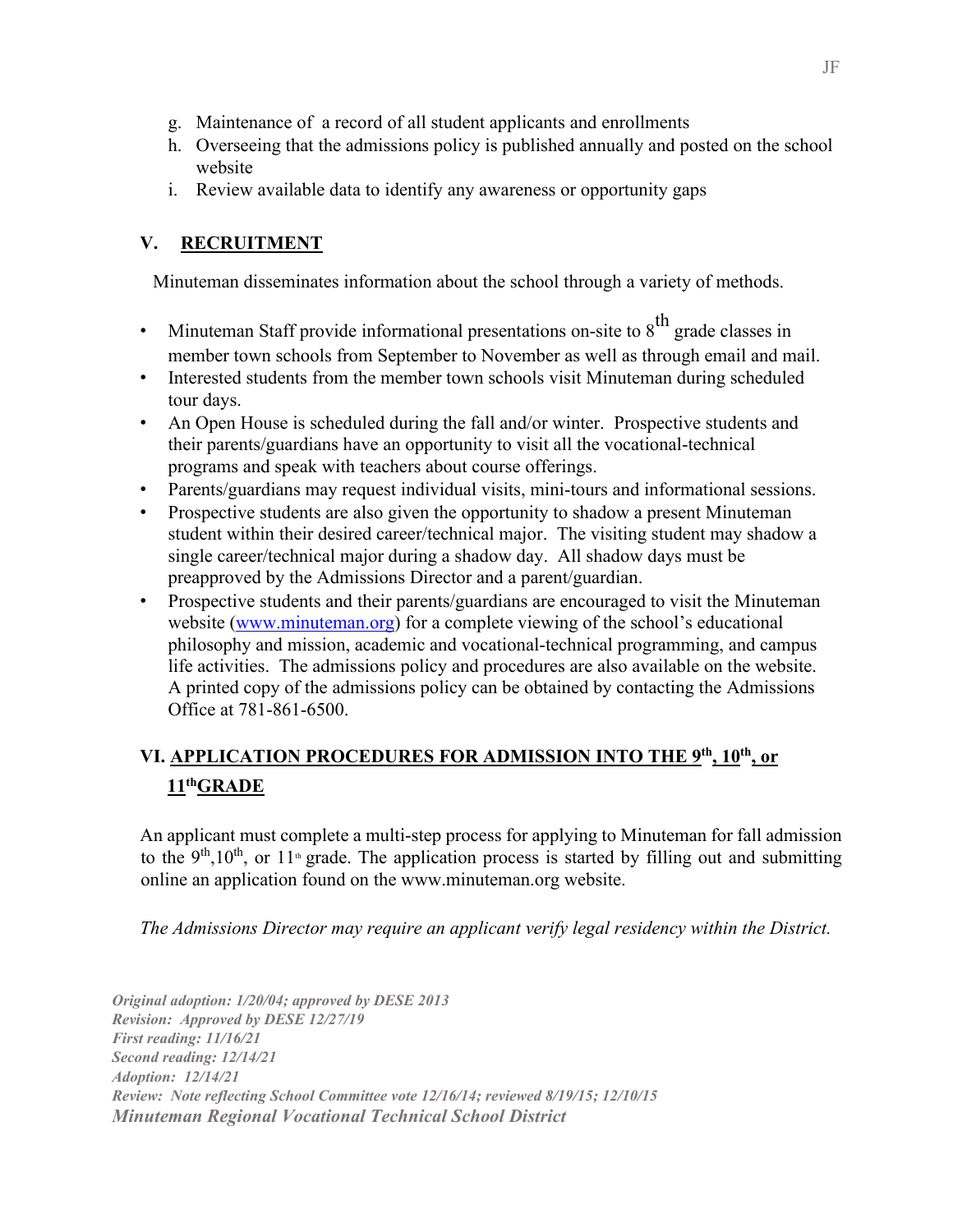g. Maintenance of a record of all student applicants and enrollments
h. Overseeing that the admissions policy is published annually and posted on the school website
i. Review available data to identify any awareness or opportunity gaps

## V. RECRUITMENT

Minuteman disseminates information about the school through a variety of methods.

- Minuteman Staff provide informational presentations on-site to 8th grade classes in member town schools from September to November as well as through email and mail.
- Interested students from the member town schools visit Minuteman during scheduled tour days.
- An Open House is scheduled during the fall and/or winter. Prospective students and their parents/guardians have an opportunity to visit all the vocational-technical programs and speak with teachers about course offerings.
- Parents/guardians may request individual visits, mini-tours and informational sessions.
- Prospective students are also given the opportunity to shadow a present Minuteman student within their desired career/technical major. The visiting student may shadow a single career/technical major during a shadow day. All shadow days must be preapproved by the Admissions Director and a parent/guardian.
- Prospective students and their parents/guardians are encouraged to visit the Minuteman website (www.minuteman.org) for a complete viewing of the school's educational philosophy and mission, academic and vocational-technical programming, and campus life activities. The admissions policy and procedures are also available on the website. A printed copy of the admissions policy can be obtained by contacting the Admissions Office at 781-861-6500.

## VI. APPLICATION PROCEDURES FOR ADMISSION INTO THE 9th, 10th, or 11th GRADE

An applicant must complete a multi-step process for applying to Minuteman for fall admission to the 9th, 10th, or 11th grade. The application process is started by filling out and submitting online an application found on the www.minuteman.org website.

*The Admissions Director may require an applicant verify legal residency within the District.*

*Original adoption: 1/20/04; approved by DESE 2013*
*Revision: Approved by DESE 12/27/19*
*First reading: 11/16/21*
*Second reading: 12/14/21*
*Adoption: 12/14/21*
*Review: Note reflecting School Committee vote 12/16/14; reviewed 8/19/15; 12/10/15*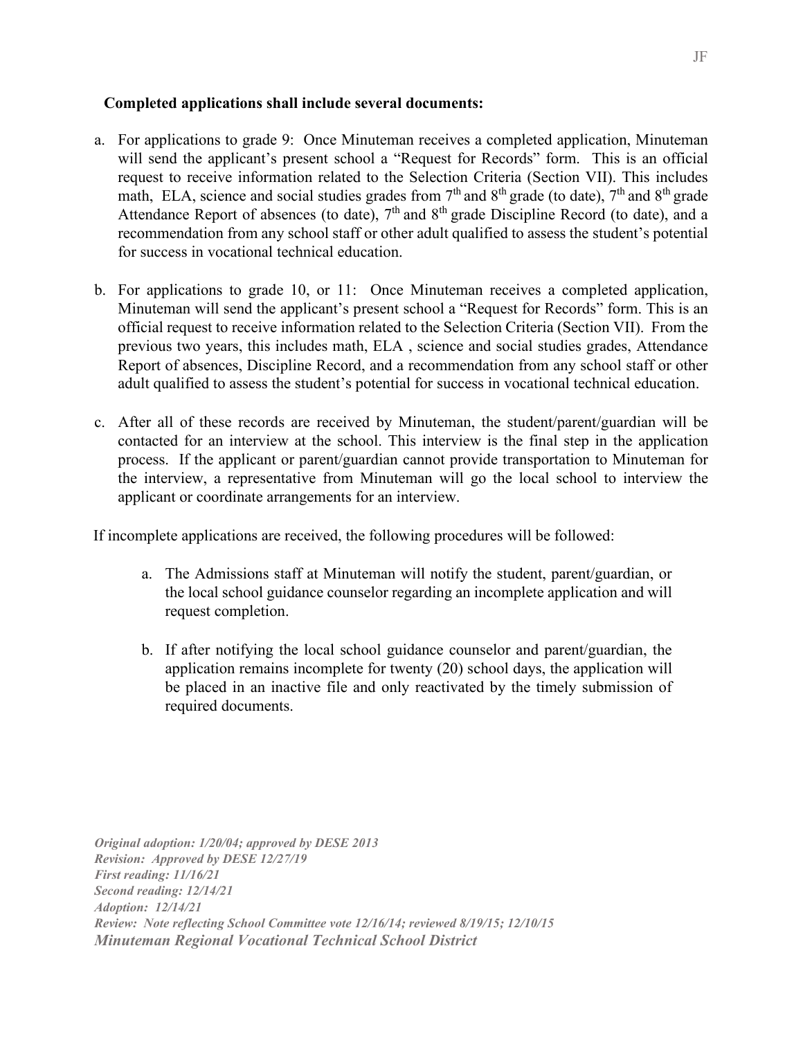**Completed applications shall include several documents:**

a. For applications to grade 9: Once Minuteman receives a completed application, Minuteman will send the applicant's present school a "Request for Records" form. This is an official request to receive information related to the Selection Criteria (Section VII). This includes math, ELA, science and social studies grades from 7th and 8th grade (to date), 7th and 8th grade Attendance Report of absences (to date), 7th and 8th grade Discipline Record (to date), and a recommendation from any school staff or other adult qualified to assess the student's potential for success in vocational technical education.

b. For applications to grade 10, or 11: Once Minuteman receives a completed application, Minuteman will send the applicant's present school a "Request for Records" form. This is an official request to receive information related to the Selection Criteria (Section VII). From the previous two years, this includes math, ELA , science and social studies grades, Attendance Report of absences, Discipline Record, and a recommendation from any school staff or other adult qualified to assess the student's potential for success in vocational technical education.

c. After all of these records are received by Minuteman, the student/parent/guardian will be contacted for an interview at the school. This interview is the final step in the application process. If the applicant or parent/guardian cannot provide transportation to Minuteman for the interview, a representative from Minuteman will go the local school to interview the applicant or coordinate arrangements for an interview.

If incomplete applications are received, the following procedures will be followed:

a. The Admissions staff at Minuteman will notify the student, parent/guardian, or the local school guidance counselor regarding an incomplete application and will request completion.

b. If after notifying the local school guidance counselor and parent/guardian, the application remains incomplete for twenty (20) school days, the application will be placed in an inactive file and only reactivated by the timely submission of required documents.

*Original adoption: 1/20/04; approved by DESE 2013*
*Revision: Approved by DESE 12/27/19*
*First reading: 11/16/21*
*Second reading: 12/14/21*
*Adoption: 12/14/21*
*Review: Note reflecting School Committee vote 12/16/14; reviewed 8/19/15; 12/10/15*
*Minuteman Regional Vocational Technical School District*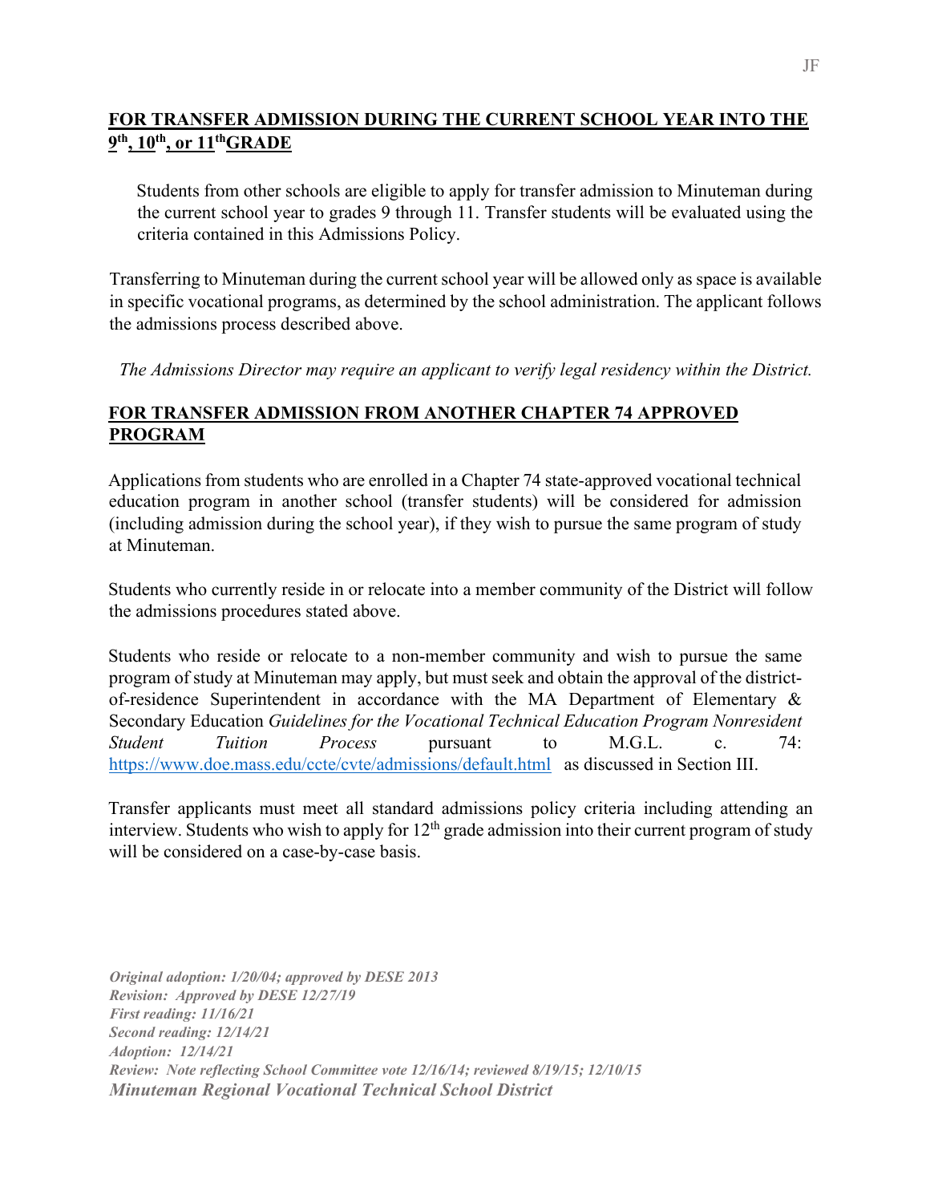## FOR TRANSFER ADMISSION DURING THE CURRENT SCHOOL YEAR INTO THE 9th, 10th, or 11th GRADE

Students from other schools are eligible to apply for transfer admission to Minuteman during the current school year to grades 9 through 11. Transfer students will be evaluated using the criteria contained in this Admissions Policy.

Transferring to Minuteman during the current school year will be allowed only as space is available in specific vocational programs, as determined by the school administration. The applicant follows the admissions process described above.

*The Admissions Director may require an applicant to verify legal residency within the District.*

## FOR TRANSFER ADMISSION FROM ANOTHER CHAPTER 74 APPROVED PROGRAM

Applications from students who are enrolled in a Chapter 74 state-approved vocational technical education program in another school (transfer students) will be considered for admission (including admission during the school year), if they wish to pursue the same program of study at Minuteman.

Students who currently reside in or relocate into a member community of the District will follow the admissions procedures stated above.

Students who reside or relocate to a non-member community and wish to pursue the same program of study at Minuteman may apply, but must seek and obtain the approval of the district-of-residence Superintendent in accordance with the MA Department of Elementary & Secondary Education *Guidelines for the Vocational Technical Education Program Nonresident Student Tuition Process* pursuant to M.G.L. c. 74: https://www.doe.mass.edu/ccte/cvte/admissions/default.html as discussed in Section III.

Transfer applicants must meet all standard admissions policy criteria including attending an interview. Students who wish to apply for 12th grade admission into their current program of study will be considered on a case-by-case basis.

***Original adoption: 1/20/04; approved by DESE 2013***
***Revision: Approved by DESE 12/27/19***
***First reading: 11/16/21***
***Second reading: 12/14/21***
***Adoption: 12/14/21***
***Review: Note reflecting School Committee vote 12/16/14; reviewed 8/19/15; 12/10/15***
***Minuteman Regional Vocational Technical School District***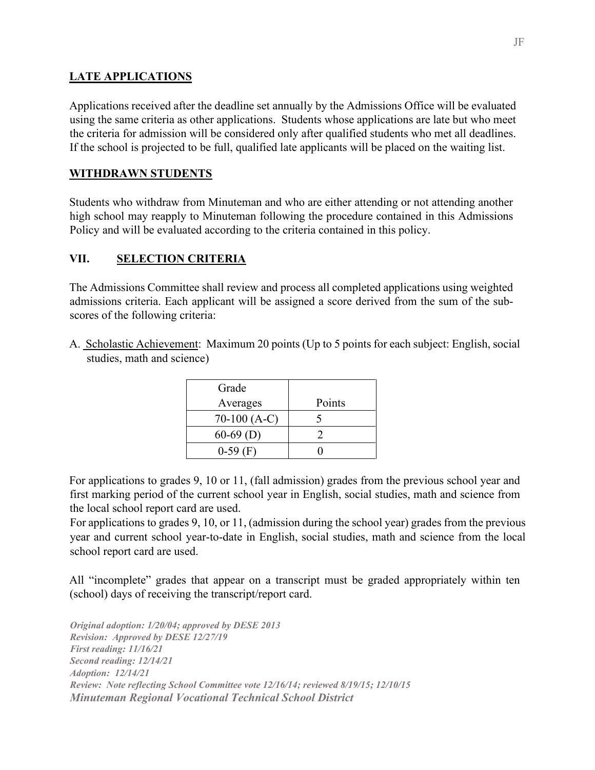## LATE APPLICATIONS

Applications received after the deadline set annually by the Admissions Office will be evaluated using the same criteria as other applications. Students whose applications are late but who meet the criteria for admission will be considered only after qualified students who met all deadlines. If the school is projected to be full, qualified late applicants will be placed on the waiting list.

## WITHDRAWN STUDENTS

Students who withdraw from Minuteman and who are either attending or not attending another high school may reapply to Minuteman following the procedure contained in this Admissions Policy and will be evaluated according to the criteria contained in this policy.

## VII. SELECTION CRITERIA

The Admissions Committee shall review and process all completed applications using weighted admissions criteria. Each applicant will be assigned a score derived from the sum of the sub-scores of the following criteria:

A. Scholastic Achievement: Maximum 20 points (Up to 5 points for each subject: English, social studies, math and science)

| Grade Averages | Points |
|---|---|
| 70-100 (A-C) | 5 |
| 60-69 (D) | 2 |
| 0-59 (F) | 0 |

For applications to grades 9, 10 or 11, (fall admission) grades from the previous school year and first marking period of the current school year in English, social studies, math and science from the local school report card are used.

For applications to grades 9, 10, or 11, (admission during the school year) grades from the previous year and current school year-to-date in English, social studies, math and science from the local school report card are used.

All "incomplete" grades that appear on a transcript must be graded appropriately within ten (school) days of receiving the transcript/report card.

***Original adoption: 1/20/04; approved by DESE 2013***
***Revision: Approved by DESE 12/27/19***
***First reading: 11/16/21***
***Second reading: 12/14/21***
***Adoption: 12/14/21***
***Review: Note reflecting School Committee vote 12/16/14; reviewed 8/19/15; 12/10/15***
***Minuteman Regional Vocational Technical School District***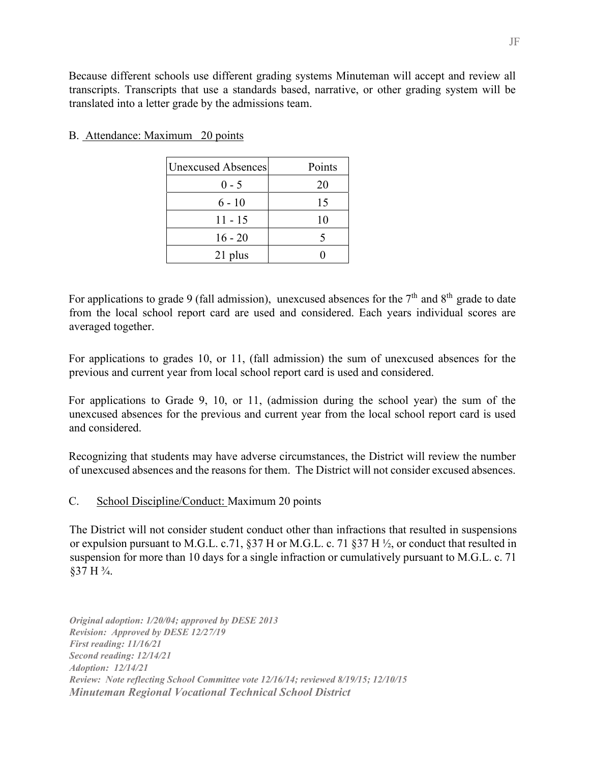Because different schools use different grading systems Minuteman will accept and review all transcripts. Transcripts that use a standards based, narrative, or other grading system will be translated into a letter grade by the admissions team.

B. Attendance: Maximum 20 points

| Unexcused Absences | Points |
| --- | --- |
| 0 - 5 | 20 |
| 6 - 10 | 15 |
| 11 - 15 | 10 |
| 16 - 20 | 5 |
| 21 plus | 0 |

For applications to grade 9 (fall admission), unexcused absences for the 7th and 8th grade to date from the local school report card are used and considered. Each years individual scores are averaged together.

For applications to grades 10, or 11, (fall admission) the sum of unexcused absences for the previous and current year from local school report card is used and considered.

For applications to Grade 9, 10, or 11, (admission during the school year) the sum of the unexcused absences for the previous and current year from the local school report card is used and considered.

Recognizing that students may have adverse circumstances, the District will review the number of unexcused absences and the reasons for them. The District will not consider excused absences.

C. School Discipline/Conduct: Maximum 20 points

The District will not consider student conduct other than infractions that resulted in suspensions or expulsion pursuant to M.G.L. c.71, §37 H or M.G.L. c. 71 §37 H ½, or conduct that resulted in suspension for more than 10 days for a single infraction or cumulatively pursuant to M.G.L. c. 71 §37 H ¾.

*Original adoption: 1/20/04; approved by DESE 2013*
*Revision: Approved by DESE 12/27/19*
*First reading: 11/16/21*
*Second reading: 12/14/21*
*Adoption: 12/14/21*
*Review: Note reflecting School Committee vote 12/16/14; reviewed 8/19/15; 12/10/15*
***Minuteman Regional Vocational Technical School District***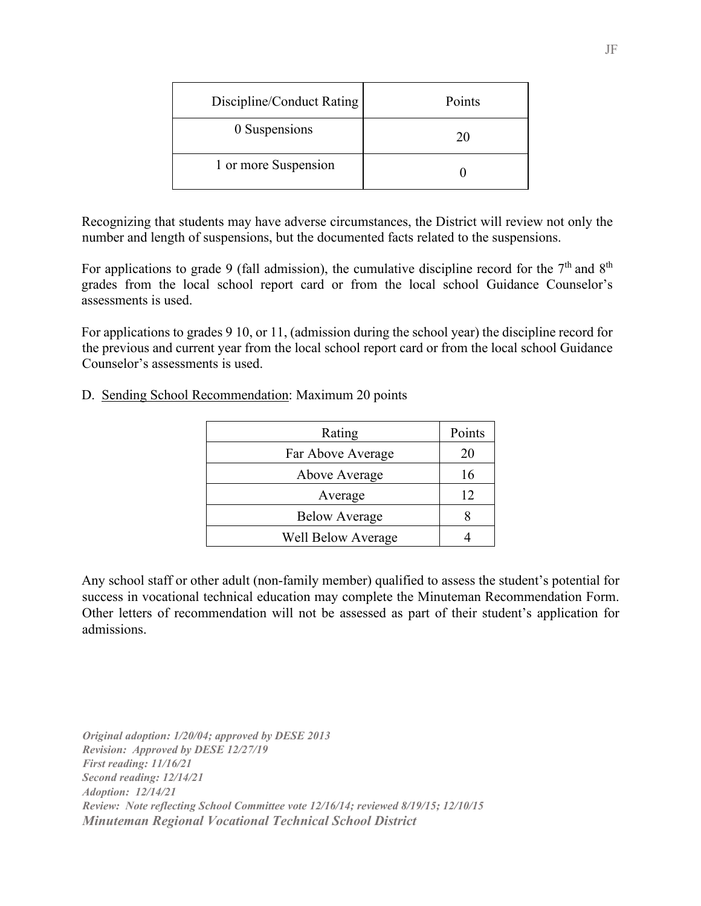| Discipline/Conduct Rating | Points |
|---|---|
| 0 Suspensions | 20 |
| 1 or more Suspension | 0 |

Recognizing that students may have adverse circumstances, the District will review not only the number and length of suspensions, but the documented facts related to the suspensions.

For applications to grade 9 (fall admission), the cumulative discipline record for the 7th and 8th grades from the local school report card or from the local school Guidance Counselor's assessments is used.

For applications to grades 9 10, or 11, (admission during the school year) the discipline record for the previous and current year from the local school report card or from the local school Guidance Counselor's assessments is used.

D. Sending School Recommendation: Maximum 20 points

| Rating | Points |
|---|---|
| Far Above Average | 20 |
| Above Average | 16 |
| Average | 12 |
| Below Average | 8 |
| Well Below Average | 4 |

Any school staff or other adult (non-family member) qualified to assess the student's potential for success in vocational technical education may complete the Minuteman Recommendation Form. Other letters of recommendation will not be assessed as part of their student's application for admissions.

***Original adoption: 1/20/04; approved by DESE 2013***
***Revision: Approved by DESE 12/27/19***
***First reading: 11/16/21***
***Second reading: 12/14/21***
***Adoption: 12/14/21***
***Review: Note reflecting School Committee vote 12/16/14; reviewed 8/19/15; 12/10/15***
***Minuteman Regional Vocational Technical School District***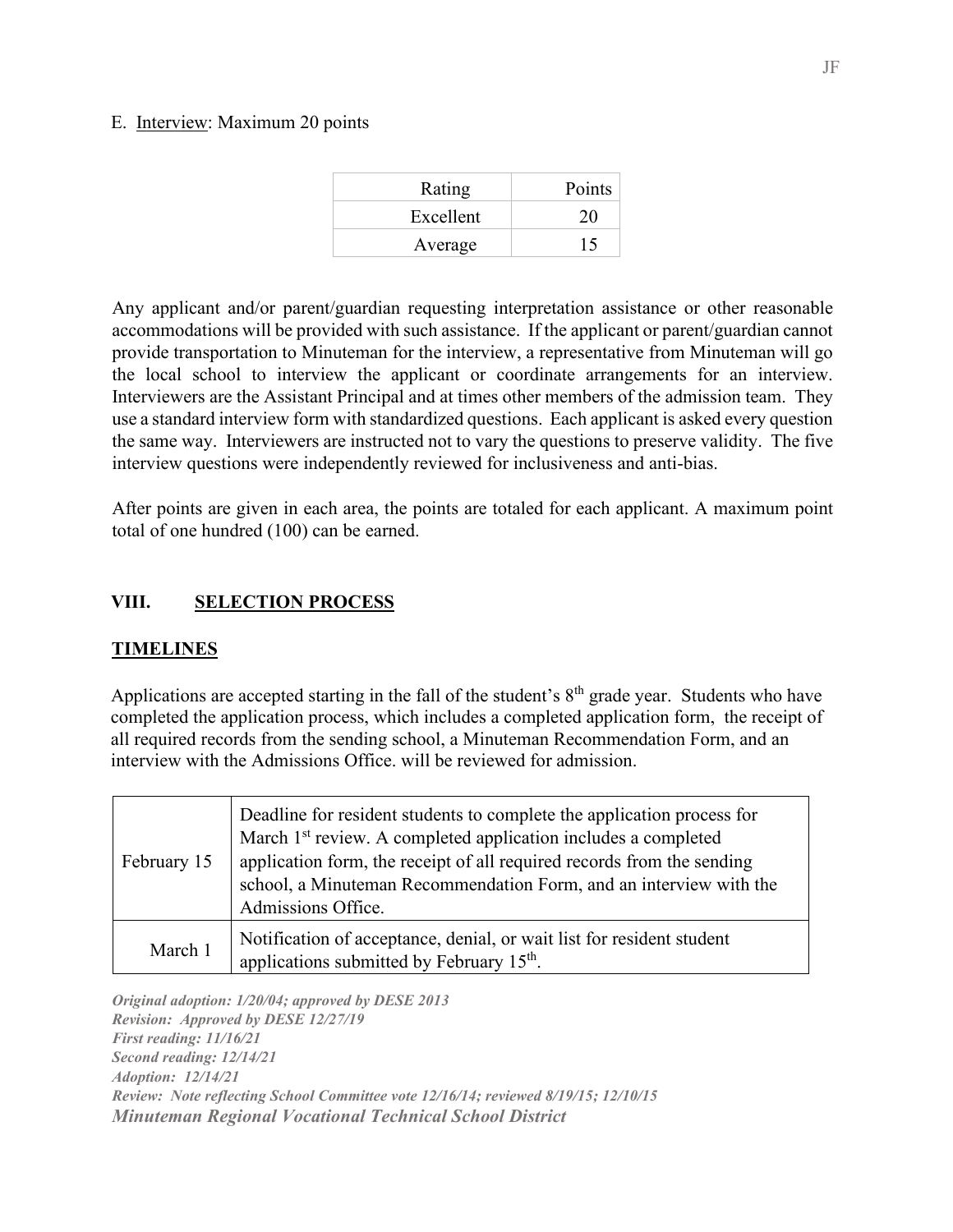E. Interview: Maximum 20 points

| Rating | Points |
|---|---|
| Excellent | 20 |
| Average | 15 |

Any applicant and/or parent/guardian requesting interpretation assistance or other reasonable accommodations will be provided with such assistance. If the applicant or parent/guardian cannot provide transportation to Minuteman for the interview, a representative from Minuteman will go the local school to interview the applicant or coordinate arrangements for an interview. Interviewers are the Assistant Principal and at times other members of the admission team. They use a standard interview form with standardized questions. Each applicant is asked every question the same way. Interviewers are instructed not to vary the questions to preserve validity. The five interview questions were independently reviewed for inclusiveness and anti-bias.

After points are given in each area, the points are totaled for each applicant. A maximum point total of one hundred (100) can be earned.

## VIII. SELECTION PROCESS

### TIMELINES

Applications are accepted starting in the fall of the student's 8th grade year. Students who have completed the application process, which includes a completed application form, the receipt of all required records from the sending school, a Minuteman Recommendation Form, and an interview with the Admissions Office. will be reviewed for admission.

| | |
|---|---|
| February 15 | Deadline for resident students to complete the application process for March 1st review. A completed application includes a completed application form, the receipt of all required records from the sending school, a Minuteman Recommendation Form, and an interview with the Admissions Office. |
| March 1 | Notification of acceptance, denial, or wait list for resident student applications submitted by February 15th. |

***Original adoption: 1/20/04; approved by DESE 2013***
***Revision: Approved by DESE 12/27/19***
***First reading: 11/16/21***
***Second reading: 12/14/21***
***Adoption: 12/14/21***
***Review: Note reflecting School Committee vote 12/16/14; reviewed 8/19/15; 12/10/15***
***Minuteman Regional Vocational Technical School District***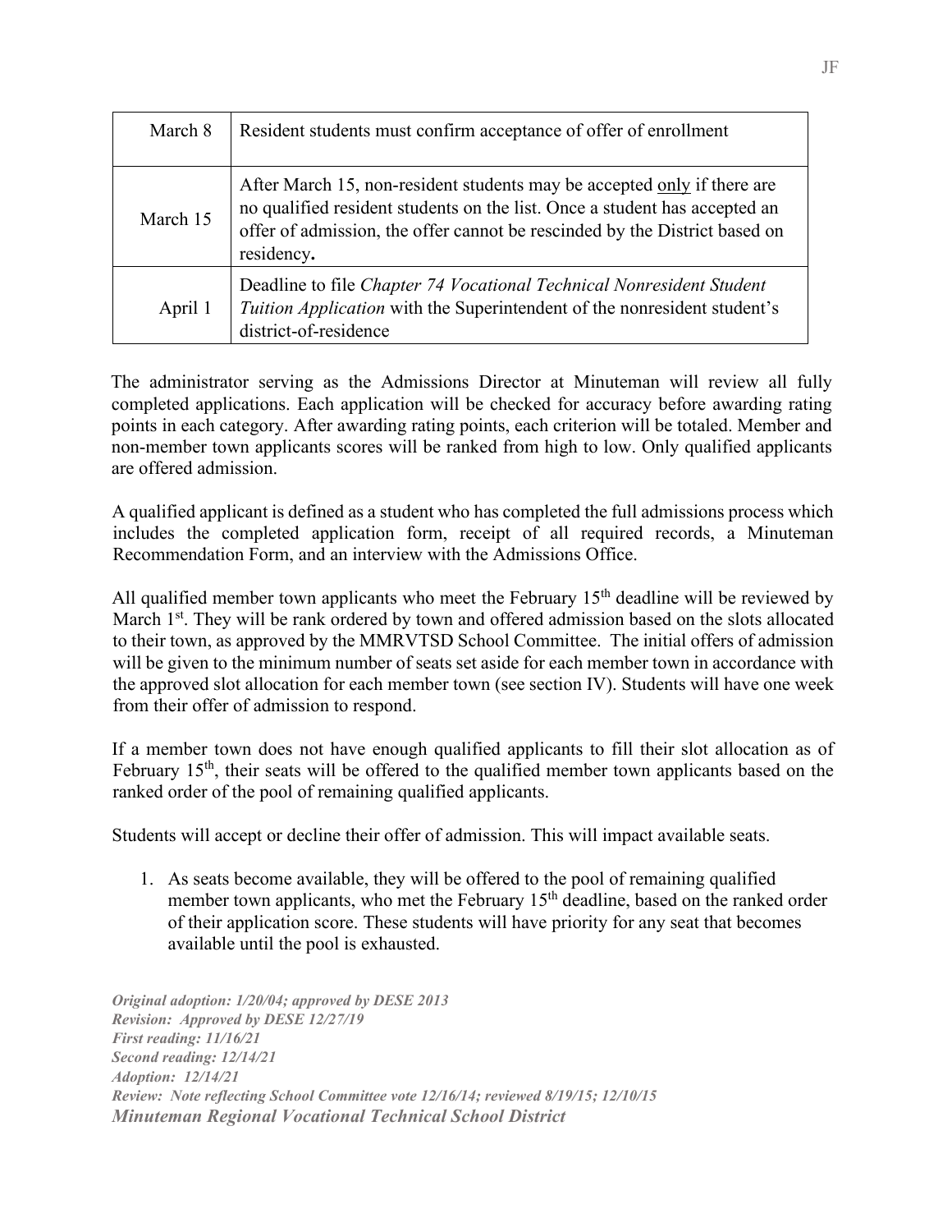| | |
|---|---|
| March 8 | Resident students must confirm acceptance of offer of enrollment |
| March 15 | After March 15, non-resident students may be accepted <u>only</u> if there are no qualified resident students on the list. Once a student has accepted an offer of admission, the offer cannot be rescinded by the District based on residency**.** |
| April 1 | Deadline to file *Chapter 74 Vocational Technical Nonresident Student Tuition Application* with the Superintendent of the nonresident student's district-of-residence |

The administrator serving as the Admissions Director at Minuteman will review all fully completed applications. Each application will be checked for accuracy before awarding rating points in each category. After awarding rating points, each criterion will be totaled. Member and non-member town applicants scores will be ranked from high to low. Only qualified applicants are offered admission.

A qualified applicant is defined as a student who has completed the full admissions process which includes the completed application form, receipt of all required records, a Minuteman Recommendation Form, and an interview with the Admissions Office.

All qualified member town applicants who meet the February 15th deadline will be reviewed by March 1st. They will be rank ordered by town and offered admission based on the slots allocated to their town, as approved by the MMRVTSD School Committee. The initial offers of admission will be given to the minimum number of seats set aside for each member town in accordance with the approved slot allocation for each member town (see section IV). Students will have one week from their offer of admission to respond.

If a member town does not have enough qualified applicants to fill their slot allocation as of February 15th, their seats will be offered to the qualified member town applicants based on the ranked order of the pool of remaining qualified applicants.

Students will accept or decline their offer of admission. This will impact available seats.

1. As seats become available, they will be offered to the pool of remaining qualified member town applicants, who met the February 15th deadline, based on the ranked order of their application score. These students will have priority for any seat that becomes available until the pool is exhausted.

***Original adoption: 1/20/04; approved by DESE 2013***
***Revision: Approved by DESE 12/27/19***
***First reading: 11/16/21***
***Second reading: 12/14/21***
***Adoption: 12/14/21***
***Review: Note reflecting School Committee vote 12/16/14; reviewed 8/19/15; 12/10/15***
***Minuteman Regional Vocational Technical School District***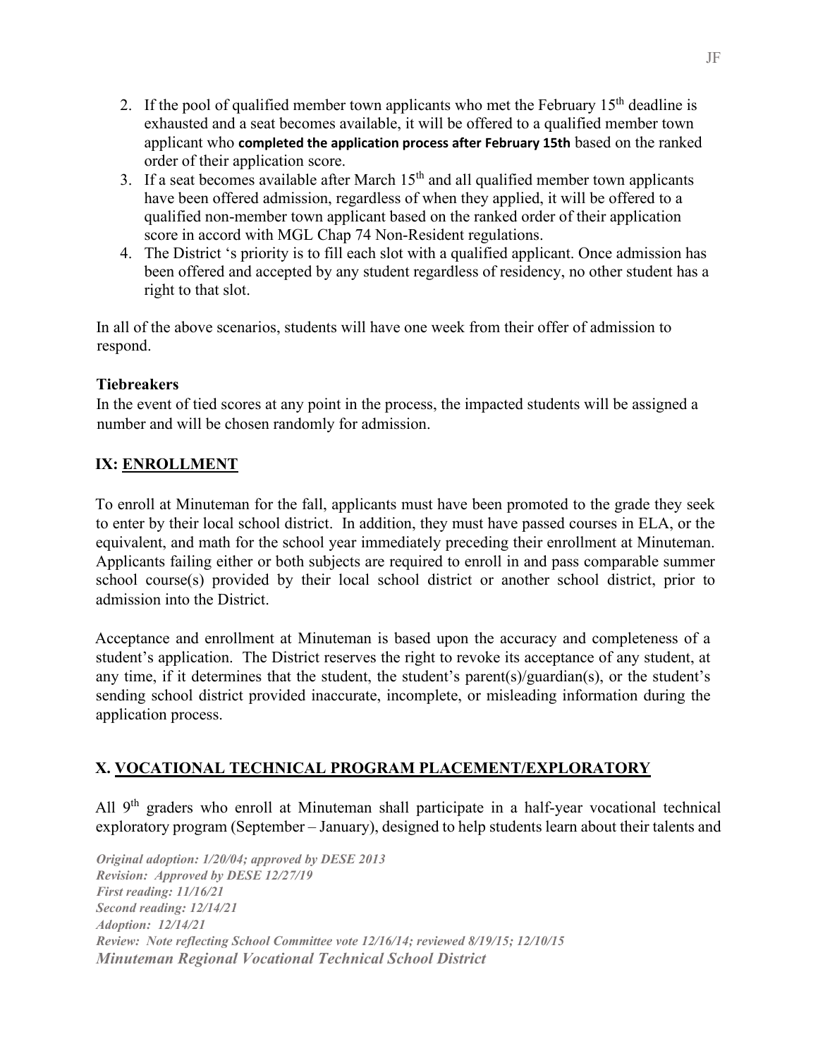2. If the pool of qualified member town applicants who met the February 15th deadline is exhausted and a seat becomes available, it will be offered to a qualified member town applicant who **completed the application process after February 15th** based on the ranked order of their application score.
3. If a seat becomes available after March 15th and all qualified member town applicants have been offered admission, regardless of when they applied, it will be offered to a qualified non-member town applicant based on the ranked order of their application score in accord with MGL Chap 74 Non-Resident regulations.
4. The District 's priority is to fill each slot with a qualified applicant. Once admission has been offered and accepted by any student regardless of residency, no other student has a right to that slot.

In all of the above scenarios, students will have one week from their offer of admission to respond.

**Tiebreakers**

In the event of tied scores at any point in the process, the impacted students will be assigned a number and will be chosen randomly for admission.

## IX: ENROLLMENT

To enroll at Minuteman for the fall, applicants must have been promoted to the grade they seek to enter by their local school district. In addition, they must have passed courses in ELA, or the equivalent, and math for the school year immediately preceding their enrollment at Minuteman. Applicants failing either or both subjects are required to enroll in and pass comparable summer school course(s) provided by their local school district or another school district, prior to admission into the District.

Acceptance and enrollment at Minuteman is based upon the accuracy and completeness of a student's application. The District reserves the right to revoke its acceptance of any student, at any time, if it determines that the student, the student's parent(s)/guardian(s), or the student's sending school district provided inaccurate, incomplete, or misleading information during the application process.

## X. VOCATIONAL TECHNICAL PROGRAM PLACEMENT/EXPLORATORY

All 9th graders who enroll at Minuteman shall participate in a half-year vocational technical exploratory program (September – January), designed to help students learn about their talents and

*Original adoption: 1/20/04; approved by DESE 2013*
*Revision: Approved by DESE 12/27/19*
*First reading: 11/16/21*
*Second reading: 12/14/21*
*Adoption: 12/14/21*
*Review: Note reflecting School Committee vote 12/16/14; reviewed 8/19/15; 12/10/15*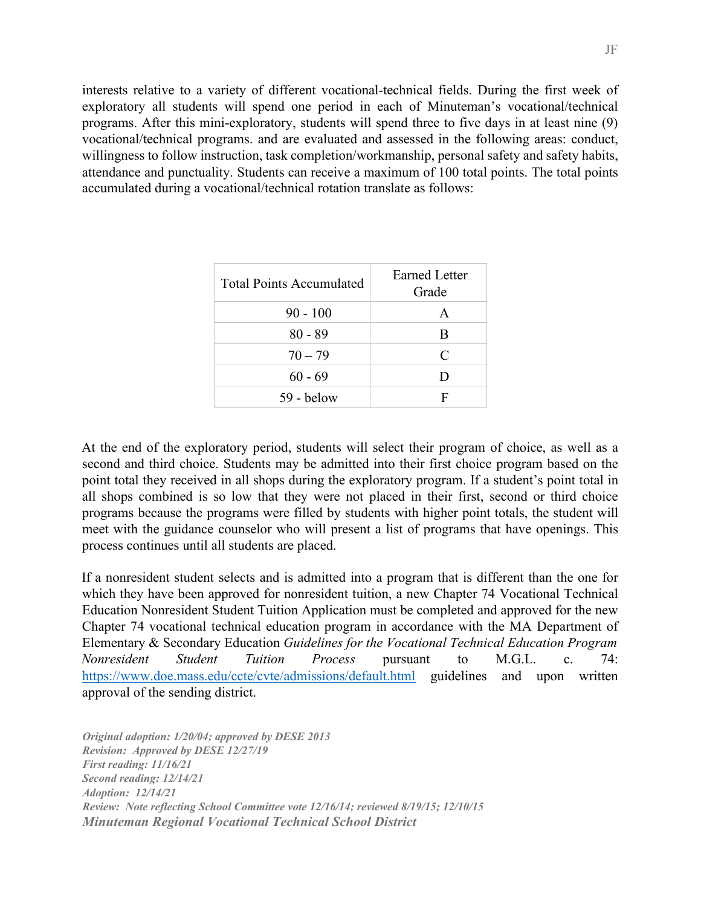interests relative to a variety of different vocational-technical fields. During the first week of exploratory all students will spend one period in each of Minuteman's vocational/technical programs. After this mini-exploratory, students will spend three to five days in at least nine (9) vocational/technical programs. and are evaluated and assessed in the following areas: conduct, willingness to follow instruction, task completion/workmanship, personal safety and safety habits, attendance and punctuality. Students can receive a maximum of 100 total points. The total points accumulated during a vocational/technical rotation translate as follows:

| Total Points Accumulated | Earned Letter Grade |
|---|---|
| 90 - 100 | A |
| 80 - 89 | B |
| 70 – 79 | C |
| 60 - 69 | D |
| 59 - below | F |

At the end of the exploratory period, students will select their program of choice, as well as a second and third choice. Students may be admitted into their first choice program based on the point total they received in all shops during the exploratory program. If a student's point total in all shops combined is so low that they were not placed in their first, second or third choice programs because the programs were filled by students with higher point totals, the student will meet with the guidance counselor who will present a list of programs that have openings. This process continues until all students are placed.

If a nonresident student selects and is admitted into a program that is different than the one for which they have been approved for nonresident tuition, a new Chapter 74 Vocational Technical Education Nonresident Student Tuition Application must be completed and approved for the new Chapter 74 vocational technical education program in accordance with the MA Department of Elementary & Secondary Education *Guidelines for the Vocational Technical Education Program Nonresident Student Tuition Process* pursuant to M.G.L. c. 74: https://www.doe.mass.edu/ccte/cvte/admissions/default.html guidelines and upon written approval of the sending district.

***Original adoption: 1/20/04; approved by DESE 2013***
***Revision: Approved by DESE 12/27/19***
***First reading: 11/16/21***
***Second reading: 12/14/21***
***Adoption: 12/14/21***
***Review: Note reflecting School Committee vote 12/16/14; reviewed 8/19/15; 12/10/15***
***Minuteman Regional Vocational Technical School District***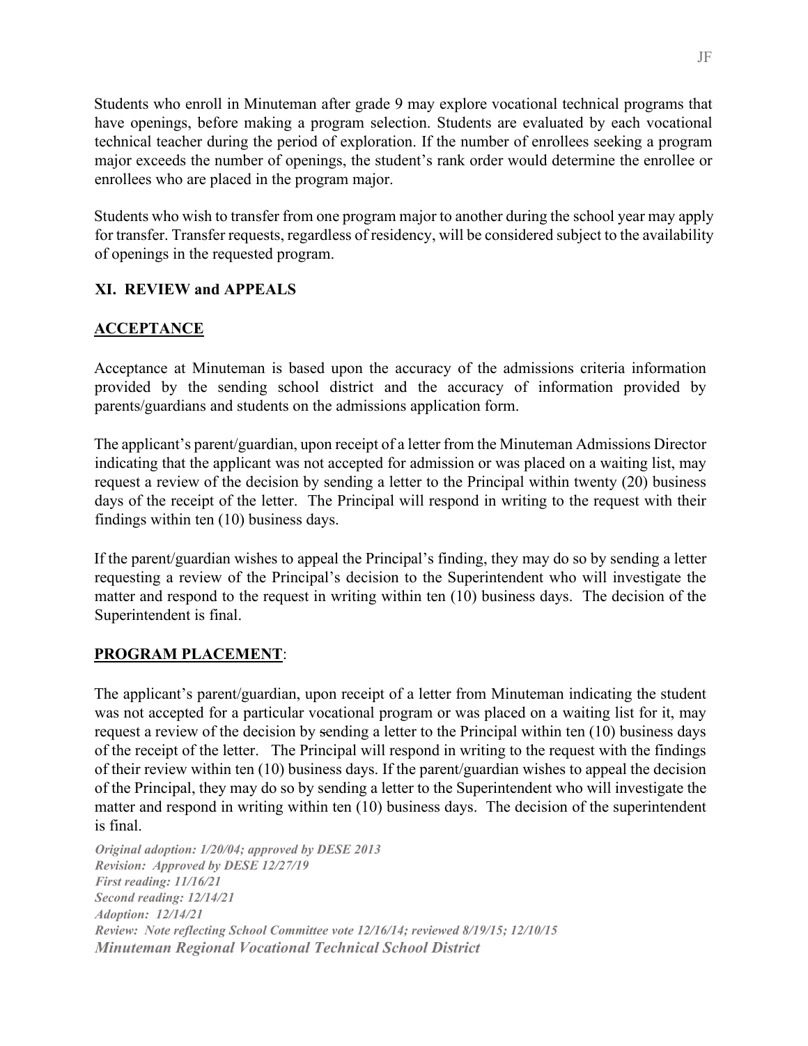Students who enroll in Minuteman after grade 9 may explore vocational technical programs that have openings, before making a program selection. Students are evaluated by each vocational technical teacher during the period of exploration. If the number of enrollees seeking a program major exceeds the number of openings, the student's rank order would determine the enrollee or enrollees who are placed in the program major.

Students who wish to transfer from one program major to another during the school year may apply for transfer. Transfer requests, regardless of residency, will be considered subject to the availability of openings in the requested program.

## XI. REVIEW and APPEALS

### ACCEPTANCE

Acceptance at Minuteman is based upon the accuracy of the admissions criteria information provided by the sending school district and the accuracy of information provided by parents/guardians and students on the admissions application form.

The applicant's parent/guardian, upon receipt of a letter from the Minuteman Admissions Director indicating that the applicant was not accepted for admission or was placed on a waiting list, may request a review of the decision by sending a letter to the Principal within twenty (20) business days of the receipt of the letter. The Principal will respond in writing to the request with their findings within ten (10) business days.

If the parent/guardian wishes to appeal the Principal's finding, they may do so by sending a letter requesting a review of the Principal's decision to the Superintendent who will investigate the matter and respond to the request in writing within ten (10) business days. The decision of the Superintendent is final.

### PROGRAM PLACEMENT:

The applicant's parent/guardian, upon receipt of a letter from Minuteman indicating the student was not accepted for a particular vocational program or was placed on a waiting list for it, may request a review of the decision by sending a letter to the Principal within ten (10) business days of the receipt of the letter. The Principal will respond in writing to the request with the findings of their review within ten (10) business days. If the parent/guardian wishes to appeal the decision of the Principal, they may do so by sending a letter to the Superintendent who will investigate the matter and respond in writing within ten (10) business days. The decision of the superintendent is final.

***Original adoption: 1/20/04; approved by DESE 2013***
***Revision: Approved by DESE 12/27/19***
***First reading: 11/16/21***
***Second reading: 12/14/21***
***Adoption: 12/14/21***
***Review: Note reflecting School Committee vote 12/16/14; reviewed 8/19/15; 12/10/15***
***Minuteman Regional Vocational Technical School District***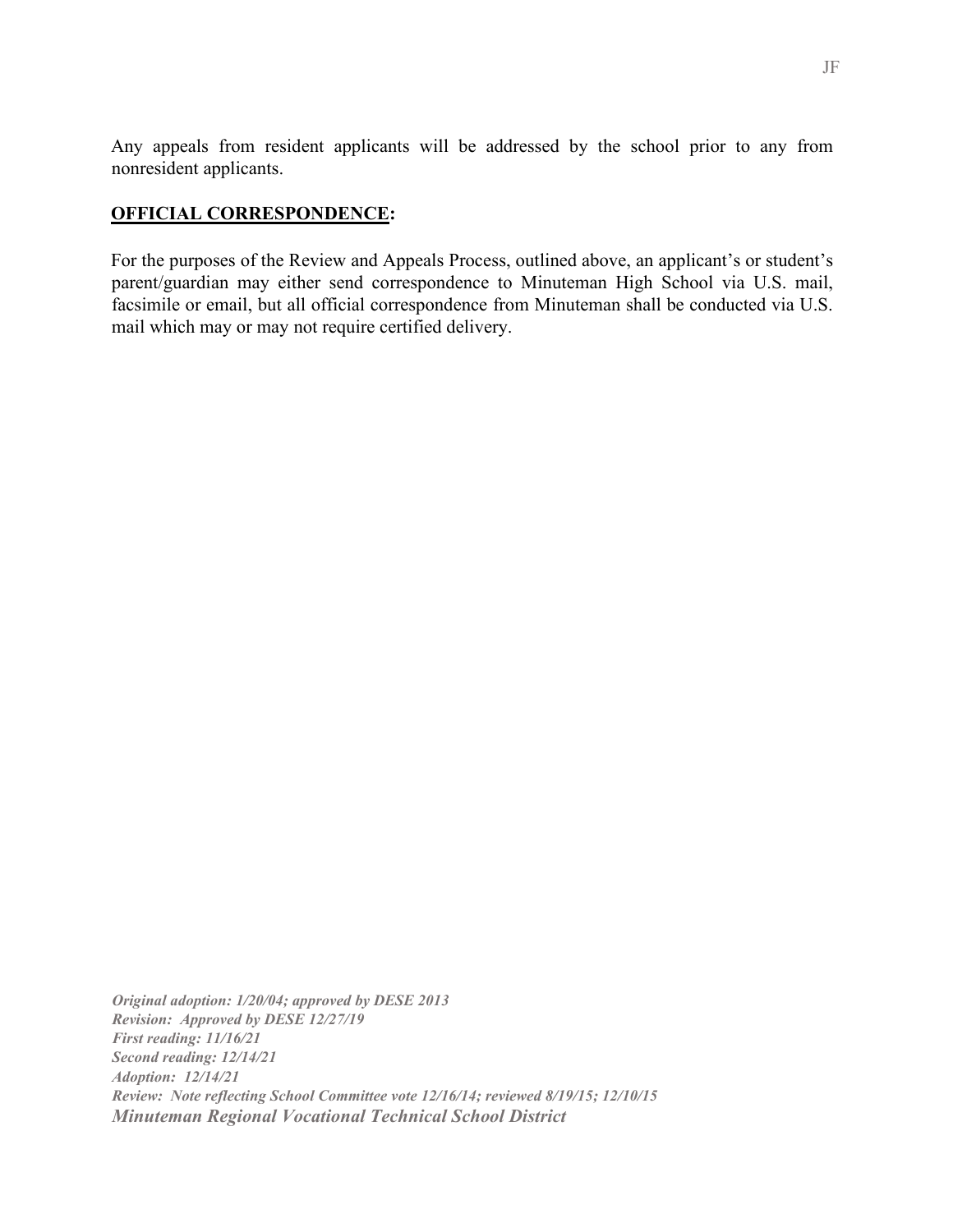Any appeals from resident applicants will be addressed by the school prior to any from nonresident applicants.

**OFFICIAL CORRESPONDENCE:**

For the purposes of the Review and Appeals Process, outlined above, an applicant's or student's parent/guardian may either send correspondence to Minuteman High School via U.S. mail, facsimile or email, but all official correspondence from Minuteman shall be conducted via U.S. mail which may or may not require certified delivery.

***Original adoption: 1/20/04; approved by DESE 2013***
***Revision: Approved by DESE 12/27/19***
***First reading: 11/16/21***
***Second reading: 12/14/21***
***Adoption: 12/14/21***
***Review: Note reflecting School Committee vote 12/16/14; reviewed 8/19/15; 12/10/15***
***Minuteman Regional Vocational Technical School District***